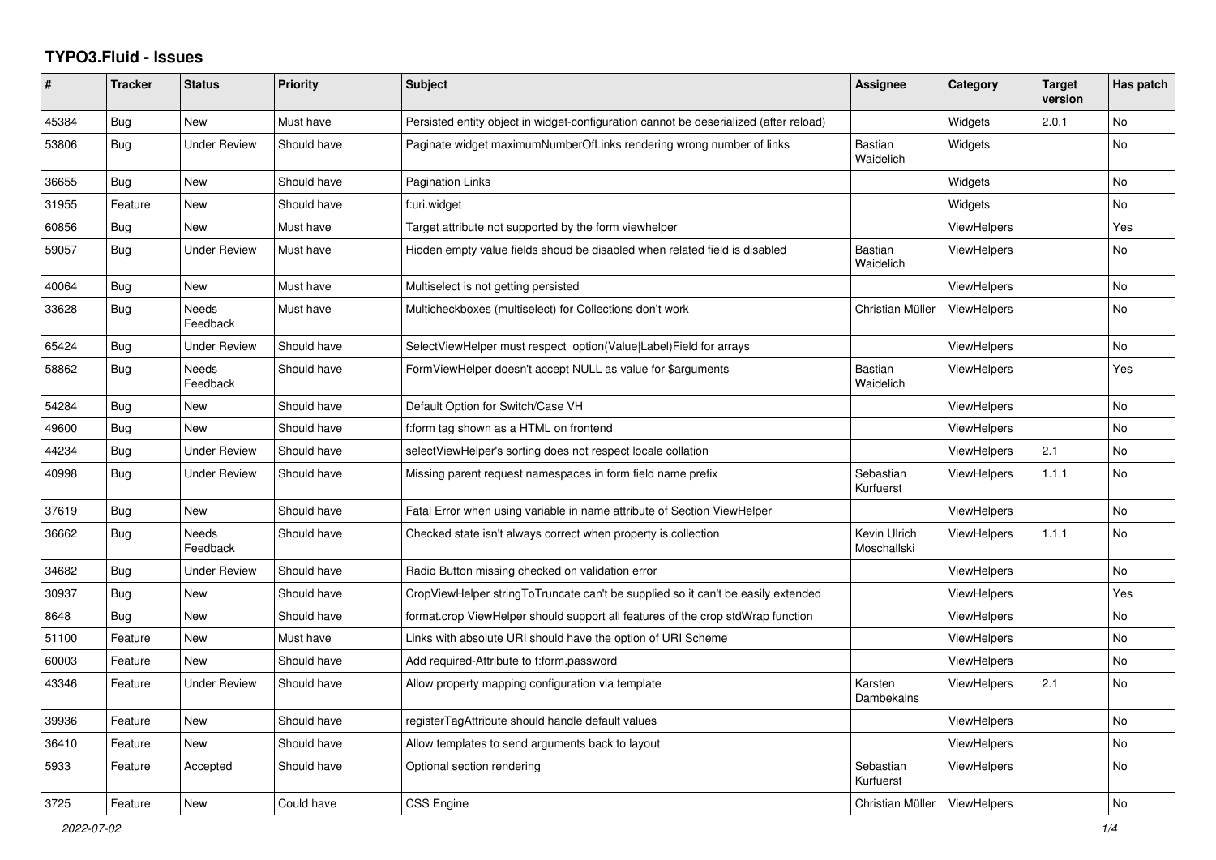# TYPO3.Fluid - Issues

| # | Tracker | Status | Priority | Subject | Assignee | Category | Target version | Has patch |
|---|---|---|---|---|---|---|---|---|
| 45384 | Bug | New | Must have | Persisted entity object in widget-configuration cannot be deserialized (after reload) | | Widgets | 2.0.1 | No |
| 53806 | Bug | Under Review | Should have | Paginate widget maximumNumberOfLinks rendering wrong number of links | Bastian Waidelich | Widgets | | No |
| 36655 | Bug | New | Should have | Pagination Links | | Widgets | | No |
| 31955 | Feature | New | Should have | f:uri.widget | | Widgets | | No |
| 60856 | Bug | New | Must have | Target attribute not supported by the form viewhelper | | ViewHelpers | | Yes |
| 59057 | Bug | Under Review | Must have | Hidden empty value fields shoud be disabled when related field is disabled | Bastian Waidelich | ViewHelpers | | No |
| 40064 | Bug | New | Must have | Multiselect is not getting persisted | | ViewHelpers | | No |
| 33628 | Bug | Needs Feedback | Must have | Multicheckboxes (multiselect) for Collections don't work | Christian Müller | ViewHelpers | | No |
| 65424 | Bug | Under Review | Should have | SelectViewHelper must respect option(Value\|Label)Field for arrays | | ViewHelpers | | No |
| 58862 | Bug | Needs Feedback | Should have | FormViewHelper doesn't accept NULL as value for $arguments | Bastian Waidelich | ViewHelpers | | Yes |
| 54284 | Bug | New | Should have | Default Option for Switch/Case VH | | ViewHelpers | | No |
| 49600 | Bug | New | Should have | f:form tag shown as a HTML on frontend | | ViewHelpers | | No |
| 44234 | Bug | Under Review | Should have | selectViewHelper's sorting does not respect locale collation | | ViewHelpers | 2.1 | No |
| 40998 | Bug | Under Review | Should have | Missing parent request namespaces in form field name prefix | Sebastian Kurfuerst | ViewHelpers | 1.1.1 | No |
| 37619 | Bug | New | Should have | Fatal Error when using variable in name attribute of Section ViewHelper | | ViewHelpers | | No |
| 36662 | Bug | Needs Feedback | Should have | Checked state isn't always correct when property is collection | Kevin Ulrich Moschallski | ViewHelpers | 1.1.1 | No |
| 34682 | Bug | Under Review | Should have | Radio Button missing checked on validation error | | ViewHelpers | | No |
| 30937 | Bug | New | Should have | CropViewHelper stringToTruncate can't be supplied so it can't be easily extended | | ViewHelpers | | Yes |
| 8648 | Bug | New | Should have | format.crop ViewHelper should support all features of the crop stdWrap function | | ViewHelpers | | No |
| 51100 | Feature | New | Must have | Links with absolute URI should have the option of URI Scheme | | ViewHelpers | | No |
| 60003 | Feature | New | Should have | Add required-Attribute to f:form.password | | ViewHelpers | | No |
| 43346 | Feature | Under Review | Should have | Allow property mapping configuration via template | Karsten Dambekalns | ViewHelpers | 2.1 | No |
| 39936 | Feature | New | Should have | registerTagAttribute should handle default values | | ViewHelpers | | No |
| 36410 | Feature | New | Should have | Allow templates to send arguments back to layout | | ViewHelpers | | No |
| 5933 | Feature | Accepted | Should have | Optional section rendering | Sebastian Kurfuerst | ViewHelpers | | No |
| 3725 | Feature | New | Could have | CSS Engine | Christian Müller | ViewHelpers | | No |

*2022-07-02*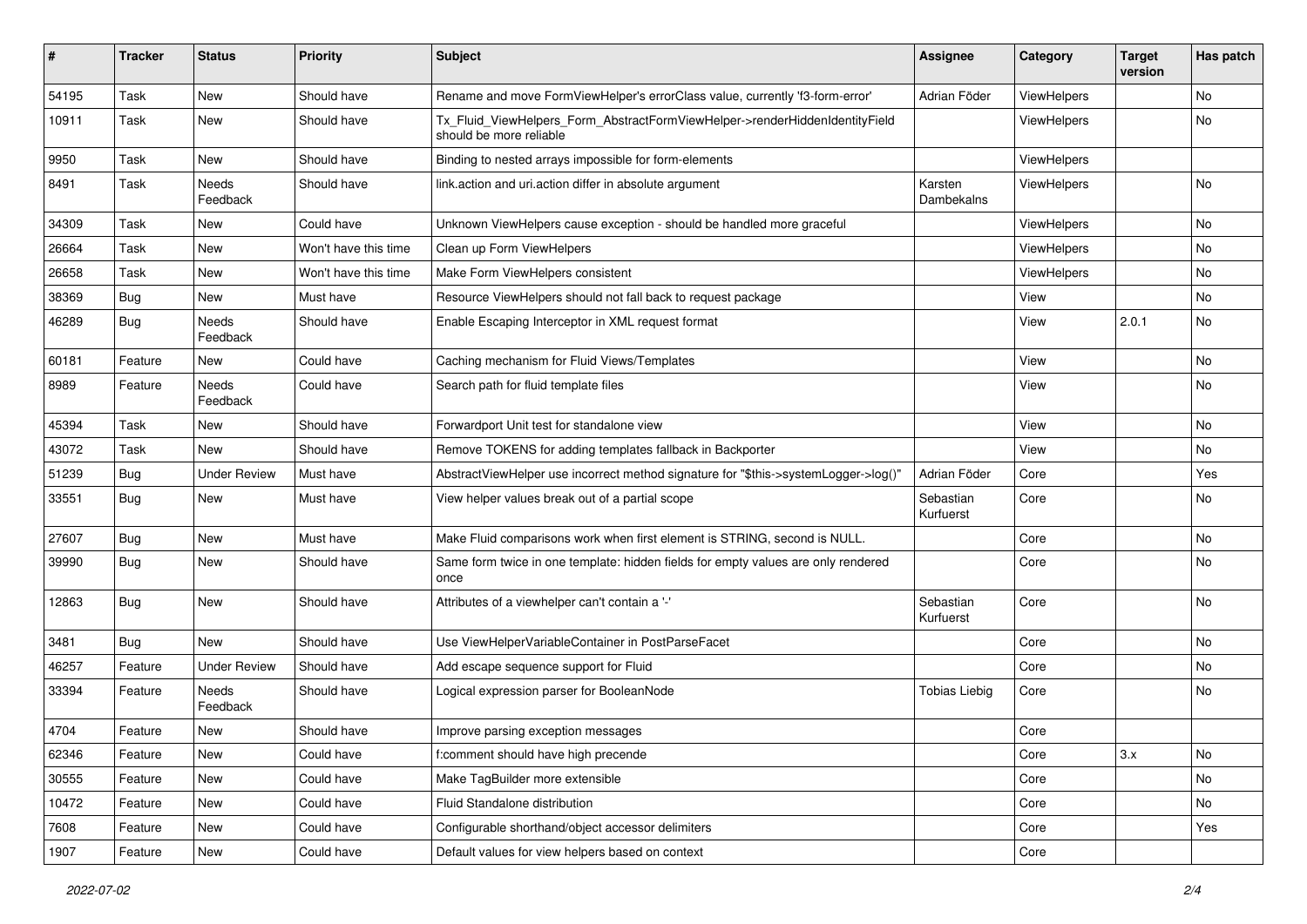| # | Tracker | Status | Priority | Subject | Assignee | Category | Target version | Has patch |
|---|---|---|---|---|---|---|---|---|
| 54195 | Task | New | Should have | Rename and move FormViewHelper's errorClass value, currently 'f3-form-error' | Adrian Föder | ViewHelpers | | No |
| 10911 | Task | New | Should have | Tx_Fluid_ViewHelpers_Form_AbstractFormViewHelper->renderHiddenIdentityField should be more reliable | | ViewHelpers | | No |
| 9950 | Task | New | Should have | Binding to nested arrays impossible for form-elements | | ViewHelpers | | |
| 8491 | Task | Needs Feedback | Should have | link.action and uri.action differ in absolute argument | Karsten Dambekalns | ViewHelpers | | No |
| 34309 | Task | New | Could have | Unknown ViewHelpers cause exception - should be handled more graceful | | ViewHelpers | | No |
| 26664 | Task | New | Won't have this time | Clean up Form ViewHelpers | | ViewHelpers | | No |
| 26658 | Task | New | Won't have this time | Make Form ViewHelpers consistent | | ViewHelpers | | No |
| 38369 | Bug | New | Must have | Resource ViewHelpers should not fall back to request package | | View | | No |
| 46289 | Bug | Needs Feedback | Should have | Enable Escaping Interceptor in XML request format | | View | 2.0.1 | No |
| 60181 | Feature | New | Could have | Caching mechanism for Fluid Views/Templates | | View | | No |
| 8989 | Feature | Needs Feedback | Could have | Search path for fluid template files | | View | | No |
| 45394 | Task | New | Should have | Forwardport Unit test for standalone view | | View | | No |
| 43072 | Task | New | Should have | Remove TOKENS for adding templates fallback in Backporter | | View | | No |
| 51239 | Bug | Under Review | Must have | AbstractViewHelper use incorrect method signature for "$this->systemLogger->log()" | Adrian Föder | Core | | Yes |
| 33551 | Bug | New | Must have | View helper values break out of a partial scope | Sebastian Kurfuerst | Core | | No |
| 27607 | Bug | New | Must have | Make Fluid comparisons work when first element is STRING, second is NULL. | | Core | | No |
| 39990 | Bug | New | Should have | Same form twice in one template: hidden fields for empty values are only rendered once | | Core | | No |
| 12863 | Bug | New | Should have | Attributes of a viewhelper can't contain a '-' | Sebastian Kurfuerst | Core | | No |
| 3481 | Bug | New | Should have | Use ViewHelperVariableContainer in PostParseFacet | | Core | | No |
| 46257 | Feature | Under Review | Should have | Add escape sequence support for Fluid | | Core | | No |
| 33394 | Feature | Needs Feedback | Should have | Logical expression parser for BooleanNode | Tobias Liebig | Core | | No |
| 4704 | Feature | New | Should have | Improve parsing exception messages | | Core | | |
| 62346 | Feature | New | Could have | f:comment should have high precende | | Core | 3.x | No |
| 30555 | Feature | New | Could have | Make TagBuilder more extensible | | Core | | No |
| 10472 | Feature | New | Could have | Fluid Standalone distribution | | Core | | No |
| 7608 | Feature | New | Could have | Configurable shorthand/object accessor delimiters | | Core | | Yes |
| 1907 | Feature | New | Could have | Default values for view helpers based on context | | Core | | |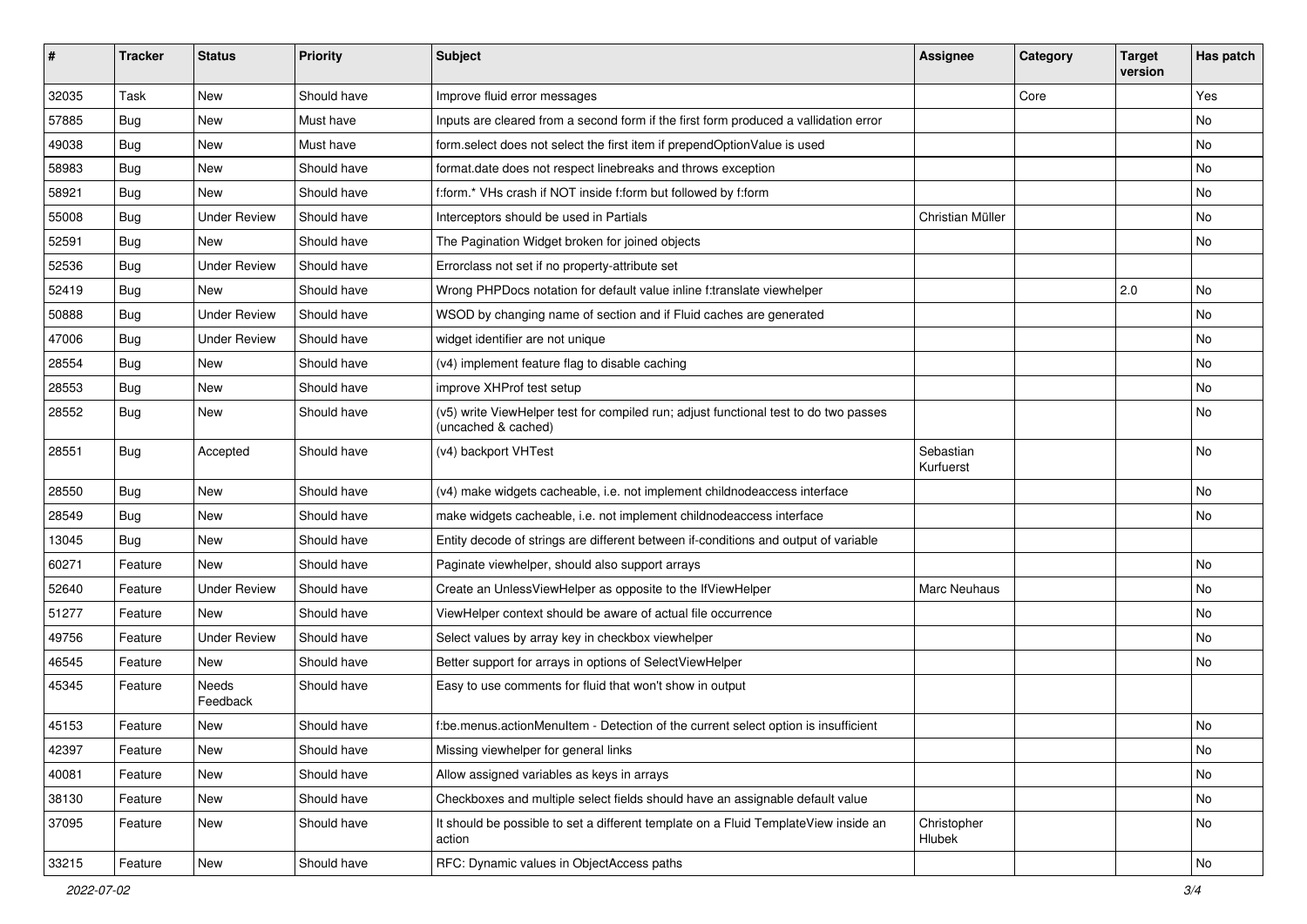| # | Tracker | Status | Priority | Subject | Assignee | Category | Target version | Has patch |
|---|---|---|---|---|---|---|---|---|
| 32035 | Task | New | Should have | Improve fluid error messages | | Core | | Yes |
| 57885 | Bug | New | Must have | Inputs are cleared from a second form if the first form produced a vallidation error | | | | No |
| 49038 | Bug | New | Must have | form.select does not select the first item if prependOptionValue is used | | | | No |
| 58983 | Bug | New | Should have | format.date does not respect linebreaks and throws exception | | | | No |
| 58921 | Bug | New | Should have | f:form.* VHs crash if NOT inside f:form but followed by f:form | | | | No |
| 55008 | Bug | Under Review | Should have | Interceptors should be used in Partials | Christian Müller | | | No |
| 52591 | Bug | New | Should have | The Pagination Widget broken for joined objects | | | | No |
| 52536 | Bug | Under Review | Should have | Errorclass not set if no property-attribute set | | | | |
| 52419 | Bug | New | Should have | Wrong PHPDocs notation for default value inline f:translate viewhelper | | | 2.0 | No |
| 50888 | Bug | Under Review | Should have | WSOD by changing name of section and if Fluid caches are generated | | | | No |
| 47006 | Bug | Under Review | Should have | widget identifier are not unique | | | | No |
| 28554 | Bug | New | Should have | (v4) implement feature flag to disable caching | | | | No |
| 28553 | Bug | New | Should have | improve XHProf test setup | | | | No |
| 28552 | Bug | New | Should have | (v5) write ViewHelper test for compiled run; adjust functional test to do two passes (uncached & cached) | | | | No |
| 28551 | Bug | Accepted | Should have | (v4) backport VHTest | Sebastian Kurfuerst | | | No |
| 28550 | Bug | New | Should have | (v4) make widgets cacheable, i.e. not implement childnodeaccess interface | | | | No |
| 28549 | Bug | New | Should have | make widgets cacheable, i.e. not implement childnodeaccess interface | | | | No |
| 13045 | Bug | New | Should have | Entity decode of strings are different between if-conditions and output of variable | | | | |
| 60271 | Feature | New | Should have | Paginate viewhelper, should also support arrays | | | | No |
| 52640 | Feature | Under Review | Should have | Create an UnlessViewHelper as opposite to the IfViewHelper | Marc Neuhaus | | | No |
| 51277 | Feature | New | Should have | ViewHelper context should be aware of actual file occurrence | | | | No |
| 49756 | Feature | Under Review | Should have | Select values by array key in checkbox viewhelper | | | | No |
| 46545 | Feature | New | Should have | Better support for arrays in options of SelectViewHelper | | | | No |
| 45345 | Feature | Needs Feedback | Should have | Easy to use comments for fluid that won't show in output | | | | |
| 45153 | Feature | New | Should have | f:be.menus.actionMenuItem - Detection of the current select option is insufficient | | | | No |
| 42397 | Feature | New | Should have | Missing viewhelper for general links | | | | No |
| 40081 | Feature | New | Should have | Allow assigned variables as keys in arrays | | | | No |
| 38130 | Feature | New | Should have | Checkboxes and multiple select fields should have an assignable default value | | | | No |
| 37095 | Feature | New | Should have | It should be possible to set a different template on a Fluid TemplateView inside an action | Christopher Hlubek | | | No |
| 33215 | Feature | New | Should have | RFC: Dynamic values in ObjectAccess paths | | | | No |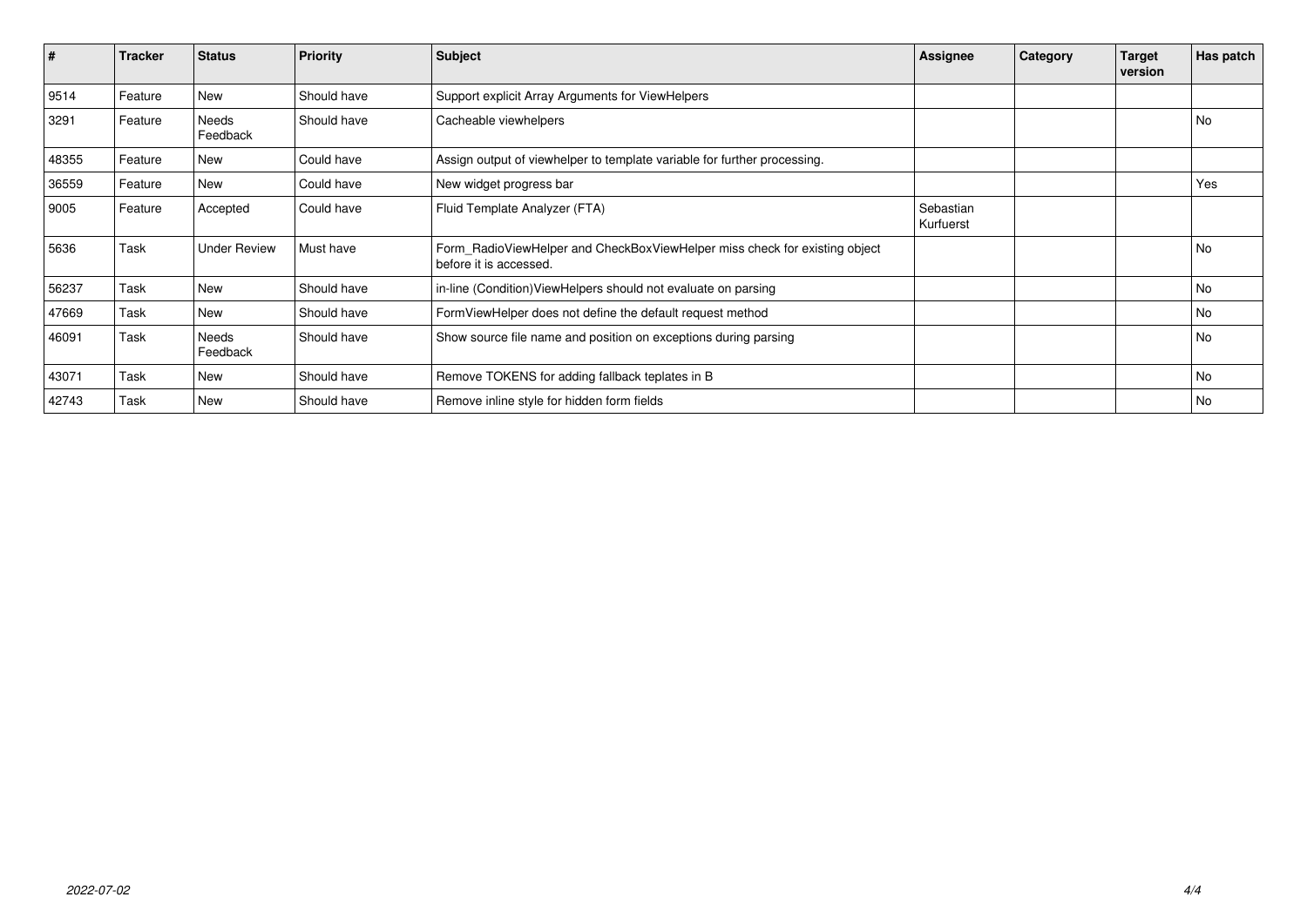| # | Tracker | Status | Priority | Subject | Assignee | Category | Target version | Has patch |
|---|---|---|---|---|---|---|---|---|
| 9514 | Feature | New | Should have | Support explicit Array Arguments for ViewHelpers | | | | |
| 3291 | Feature | Needs Feedback | Should have | Cacheable viewhelpers | | | | No |
| 48355 | Feature | New | Could have | Assign output of viewhelper to template variable for further processing. | | | | |
| 36559 | Feature | New | Could have | New widget progress bar | | | | Yes |
| 9005 | Feature | Accepted | Could have | Fluid Template Analyzer (FTA) | Sebastian Kurfuerst | | | |
| 5636 | Task | Under Review | Must have | Form_RadioViewHelper and CheckBoxViewHelper miss check for existing object before it is accessed. | | | | No |
| 56237 | Task | New | Should have | in-line (Condition)ViewHelpers should not evaluate on parsing | | | | No |
| 47669 | Task | New | Should have | FormViewHelper does not define the default request method | | | | No |
| 46091 | Task | Needs Feedback | Should have | Show source file name and position on exceptions during parsing | | | | No |
| 43071 | Task | New | Should have | Remove TOKENS for adding fallback teplates in B | | | | No |
| 42743 | Task | New | Should have | Remove inline style for hidden form fields | | | | No |

*2022-07-02*